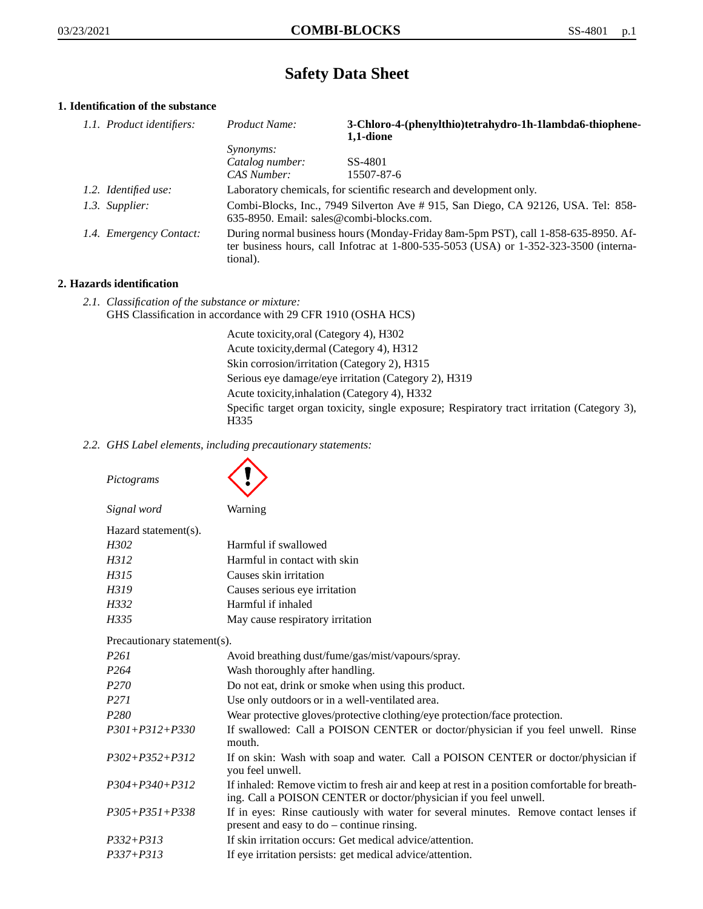# Safety Data Sheet

## 1. Identification of the substance

| | | |
|---|---|---|
| *1.1. Product identifiers:* | *Product Name:* | **3-Chloro-4-(phenylthio)tetrahydro-1h-1lambda6-thiophene-1,1-dione** |
| | *Synonyms:* | |
| | *Catalog number:* | SS-4801 |
| | *CAS Number:* | 15507-87-6 |
| *1.2. Identified use:* | Laboratory chemicals, for scientific research and development only. | |
| *1.3. Supplier:* | Combi-Blocks, Inc., 7949 Silverton Ave # 915, San Diego, CA 92126, USA. Tel: 858-635-8950. Email: sales@combi-blocks.com. | |
| *1.4. Emergency Contact:* | During normal business hours (Monday-Friday 8am-5pm PST), call 1-858-635-8950. After business hours, call Infotrac at 1-800-535-5053 (USA) or 1-352-323-3500 (international). | |

## 2. Hazards identification

*2.1. Classification of the substance or mixture:*
GHS Classification in accordance with 29 CFR 1910 (OSHA HCS)

Acute toxicity,oral (Category 4), H302
Acute toxicity,dermal (Category 4), H312
Skin corrosion/irritation (Category 2), H315
Serious eye damage/eye irritation (Category 2), H319
Acute toxicity,inhalation (Category 4), H332
Specific target organ toxicity, single exposure; Respiratory tract irritation (Category 3), H335

*2.2. GHS Label elements, including precautionary statements:*

*Pictograms*

*Signal word* Warning

Hazard statement(s).

| | |
|---|---|
| *H302* | Harmful if swallowed |
| *H312* | Harmful in contact with skin |
| *H315* | Causes skin irritation |
| *H319* | Causes serious eye irritation |
| *H332* | Harmful if inhaled |
| *H335* | May cause respiratory irritation |

Precautionary statement(s).

| | |
|---|---|
| *P261* | Avoid breathing dust/fume/gas/mist/vapours/spray. |
| *P264* | Wash thoroughly after handling. |
| *P270* | Do not eat, drink or smoke when using this product. |
| *P271* | Use only outdoors or in a well-ventilated area. |
| *P280* | Wear protective gloves/protective clothing/eye protection/face protection. |
| *P301+P312+P330* | If swallowed: Call a POISON CENTER or doctor/physician if you feel unwell. Rinse mouth. |
| *P302+P352+P312* | If on skin: Wash with soap and water. Call a POISON CENTER or doctor/physician if you feel unwell. |
| *P304+P340+P312* | If inhaled: Remove victim to fresh air and keep at rest in a position comfortable for breathing. Call a POISON CENTER or doctor/physician if you feel unwell. |
| *P305+P351+P338* | If in eyes: Rinse cautiously with water for several minutes. Remove contact lenses if present and easy to do – continue rinsing. |
| *P332+P313* | If skin irritation occurs: Get medical advice/attention. |
| *P337+P313* | If eye irritation persists: get medical advice/attention. |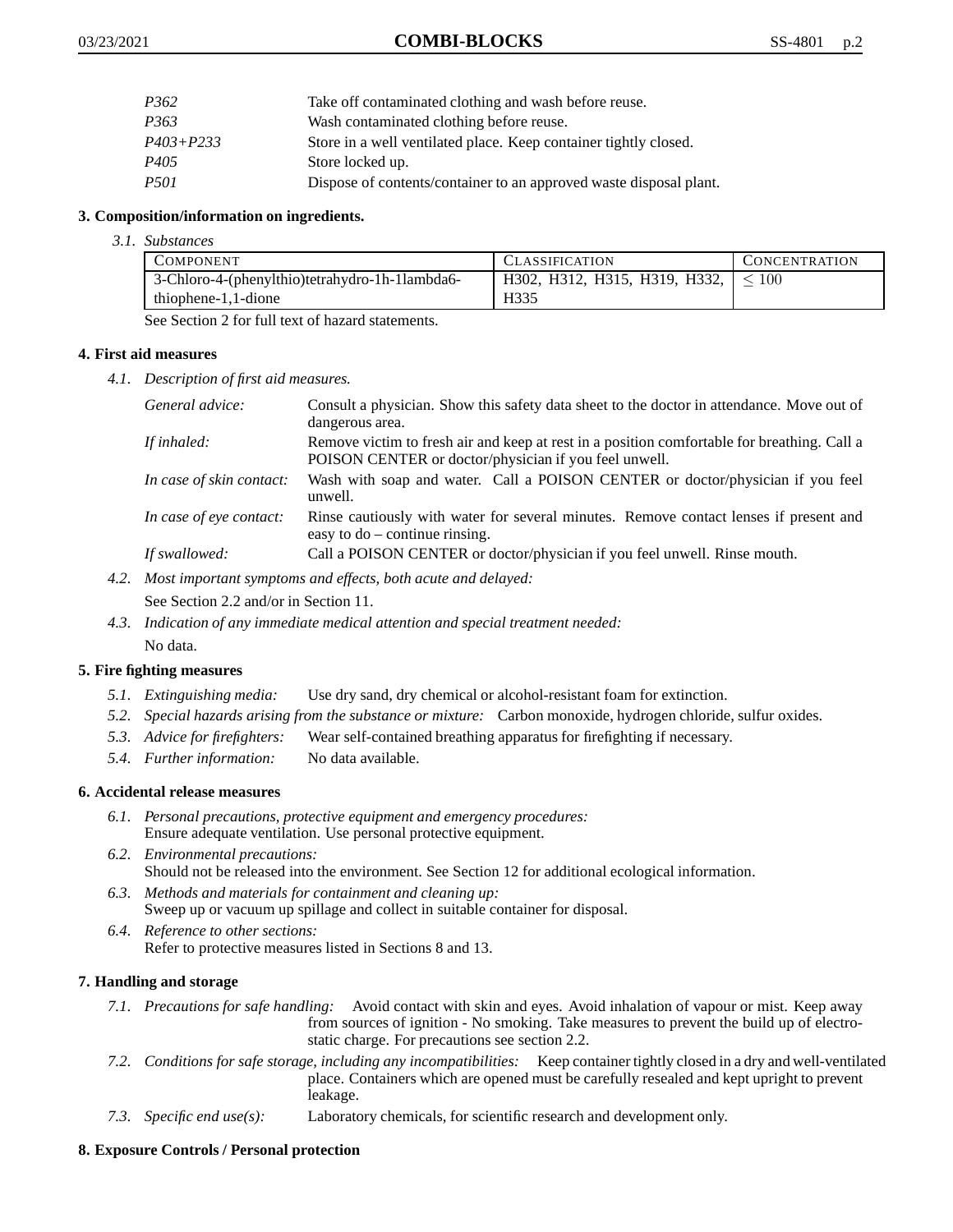| | |
|---|---|
| *P362* | Take off contaminated clothing and wash before reuse. |
| *P363* | Wash contaminated clothing before reuse. |
| *P403+P233* | Store in a well ventilated place. Keep container tightly closed. |
| *P405* | Store locked up. |
| *P501* | Dispose of contents/container to an approved waste disposal plant. |

## 3. Composition/information on ingredients.

*3.1. Substances*

| Component | Classification | Concentration |
|---|---|---|
| 3-Chloro-4-(phenylthio)tetrahydro-1h-1lambda6-thiophene-1,1-dione | H302, H312, H315, H319, H332, H335 | $\leq 100$ |

See Section 2 for full text of hazard statements.

## 4. First aid measures

*4.1. Description of first aid measures.*

| | |
|---|---|
| *General advice:* | Consult a physician. Show this safety data sheet to the doctor in attendance. Move out of dangerous area. |
| *If inhaled:* | Remove victim to fresh air and keep at rest in a position comfortable for breathing. Call a POISON CENTER or doctor/physician if you feel unwell. |
| *In case of skin contact:* | Wash with soap and water. Call a POISON CENTER or doctor/physician if you feel unwell. |
| *In case of eye contact:* | Rinse cautiously with water for several minutes. Remove contact lenses if present and easy to do – continue rinsing. |
| *If swallowed:* | Call a POISON CENTER or doctor/physician if you feel unwell. Rinse mouth. |

*4.2. Most important symptoms and effects, both acute and delayed:*

See Section 2.2 and/or in Section 11.

*4.3. Indication of any immediate medical attention and special treatment needed:*

No data.

## 5. Fire fighting measures

*5.1. Extinguishing media:* Use dry sand, dry chemical or alcohol-resistant foam for extinction.

*5.2. Special hazards arising from the substance or mixture:* Carbon monoxide, hydrogen chloride, sulfur oxides.

*5.3. Advice for firefighters:* Wear self-contained breathing apparatus for firefighting if necessary.

*5.4. Further information:* No data available.

## 6. Accidental release measures

*6.1. Personal precautions, protective equipment and emergency procedures:*
Ensure adequate ventilation. Use personal protective equipment.

*6.2. Environmental precautions:*
Should not be released into the environment. See Section 12 for additional ecological information.

*6.3. Methods and materials for containment and cleaning up:*
Sweep up or vacuum up spillage and collect in suitable container for disposal.

*6.4. Reference to other sections:*
Refer to protective measures listed in Sections 8 and 13.

## 7. Handling and storage

*7.1. Precautions for safe handling:* Avoid contact with skin and eyes. Avoid inhalation of vapour or mist. Keep away from sources of ignition - No smoking. Take measures to prevent the build up of electrostatic charge. For precautions see section 2.2.

*7.2. Conditions for safe storage, including any incompatibilities:* Keep container tightly closed in a dry and well-ventilated place. Containers which are opened must be carefully resealed and kept upright to prevent leakage.

*7.3. Specific end use(s):* Laboratory chemicals, for scientific research and development only.

## 8. Exposure Controls / Personal protection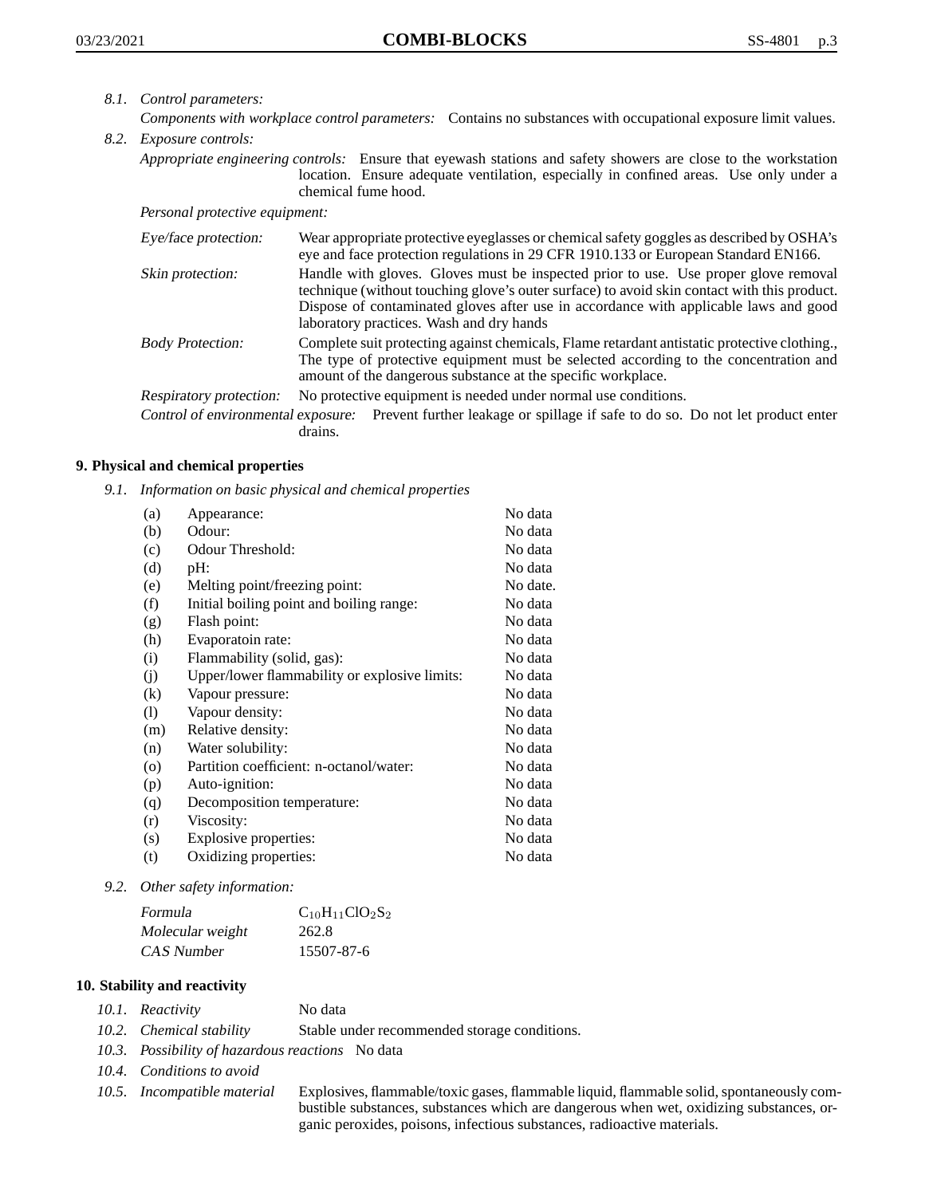*8.1. Control parameters:*

*Components with workplace control parameters:* Contains no substances with occupational exposure limit values.

*8.2. Exposure controls:*

*Appropriate engineering controls:* Ensure that eyewash stations and safety showers are close to the workstation location. Ensure adequate ventilation, especially in confined areas. Use only under a chemical fume hood.

*Personal protective equipment:*

*Eye/face protection:* Wear appropriate protective eyeglasses or chemical safety goggles as described by OSHA's eye and face protection regulations in 29 CFR 1910.133 or European Standard EN166.

*Skin protection:* Handle with gloves. Gloves must be inspected prior to use. Use proper glove removal technique (without touching glove's outer surface) to avoid skin contact with this product. Dispose of contaminated gloves after use in accordance with applicable laws and good laboratory practices. Wash and dry hands

*Body Protection:* Complete suit protecting against chemicals, Flame retardant antistatic protective clothing., The type of protective equipment must be selected according to the concentration and amount of the dangerous substance at the specific workplace.

*Respiratory protection:* No protective equipment is needed under normal use conditions.

*Control of environmental exposure:* Prevent further leakage or spillage if safe to do so. Do not let product enter drains.

## 9. Physical and chemical properties

*9.1. Information on basic physical and chemical properties*

| | | |
|---|---|---|
| (a) | Appearance: | No data |
| (b) | Odour: | No data |
| (c) | Odour Threshold: | No data |
| (d) | pH: | No data |
| (e) | Melting point/freezing point: | No date. |
| (f) | Initial boiling point and boiling range: | No data |
| (g) | Flash point: | No data |
| (h) | Evaporatoin rate: | No data |
| (i) | Flammability (solid, gas): | No data |
| (j) | Upper/lower flammability or explosive limits: | No data |
| (k) | Vapour pressure: | No data |
| (l) | Vapour density: | No data |
| (m) | Relative density: | No data |
| (n) | Water solubility: | No data |
| (o) | Partition coefficient: n-octanol/water: | No data |
| (p) | Auto-ignition: | No data |
| (q) | Decomposition temperature: | No data |
| (r) | Viscosity: | No data |
| (s) | Explosive properties: | No data |
| (t) | Oxidizing properties: | No data |

*9.2. Other safety information:*

| | |
|---|---|
| *Formula* | $C_{10}H_{11}ClO_2S_2$ |
| *Molecular weight* | 262.8 |
| *CAS Number* | 15507-87-6 |

## 10. Stability and reactivity

*10.1. Reactivity* No data

*10.2. Chemical stability* Stable under recommended storage conditions.

*10.3. Possibility of hazardous reactions* No data

*10.4. Conditions to avoid*

*10.5. Incompatible material* Explosives, flammable/toxic gases, flammable liquid, flammable solid, spontaneously combustible substances, substances which are dangerous when wet, oxidizing substances, organic peroxides, poisons, infectious substances, radioactive materials.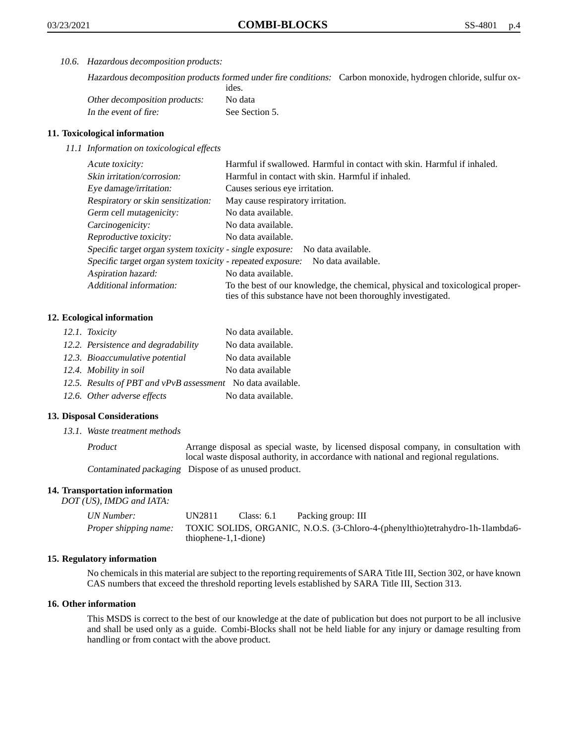*10.6. Hazardous decomposition products:*

*Hazardous decomposition products formed under fire conditions:* Carbon monoxide, hydrogen chloride, sulfur oxides.

| | |
|---|---|
| *Other decomposition products:* | No data |
| *In the event of fire:* | See Section 5. |

## 11. Toxicological information

*11.1 Information on toxicological effects*

| | |
|---|---|
| *Acute toxicity:* | Harmful if swallowed. Harmful in contact with skin. Harmful if inhaled. |
| *Skin irritation/corrosion:* | Harmful in contact with skin. Harmful if inhaled. |
| *Eye damage/irritation:* | Causes serious eye irritation. |
| *Respiratory or skin sensitization:* | May cause respiratory irritation. |
| *Germ cell mutagenicity:* | No data available. |
| *Carcinogenicity:* | No data available. |
| *Reproductive toxicity:* | No data available. |
| *Specific target organ system toxicity - single exposure:* | No data available. |
| *Specific target organ system toxicity - repeated exposure:* | No data available. |
| *Aspiration hazard:* | No data available. |
| *Additional information:* | To the best of our knowledge, the chemical, physical and toxicological properties of this substance have not been thoroughly investigated. |

## 12. Ecological information

| | |
|---|---|
| *12.1. Toxicity* | No data available. |
| *12.2. Persistence and degradability* | No data available. |
| *12.3. Bioaccumulative potential* | No data available |
| *12.4. Mobility in soil* | No data available |
| *12.5. Results of PBT and vPvB assessment* | No data available. |
| *12.6. Other adverse effects* | No data available. |

## 13. Disposal Considerations

*13.1. Waste treatment methods*

| | |
|---|---|
| *Product* | Arrange disposal as special waste, by licensed disposal company, in consultation with local waste disposal authority, in accordance with national and regional regulations. |
| *Contaminated packaging* | Dispose of as unused product. |

## 14. Transportation information

*DOT (US), IMDG and IATA:*

| | |
|---|---|
| *UN Number:* | UN2811 Class: 6.1 Packing group: III |
| *Proper shipping name:* | TOXIC SOLIDS, ORGANIC, N.O.S. (3-Chloro-4-(phenylthio)tetrahydro-1h-1lambda6-thiophene-1,1-dione) |

## 15. Regulatory information

No chemicals in this material are subject to the reporting requirements of SARA Title III, Section 302, or have known CAS numbers that exceed the threshold reporting levels established by SARA Title III, Section 313.

## 16. Other information

This MSDS is correct to the best of our knowledge at the date of publication but does not purport to be all inclusive and shall be used only as a guide. Combi-Blocks shall not be held liable for any injury or damage resulting from handling or from contact with the above product.